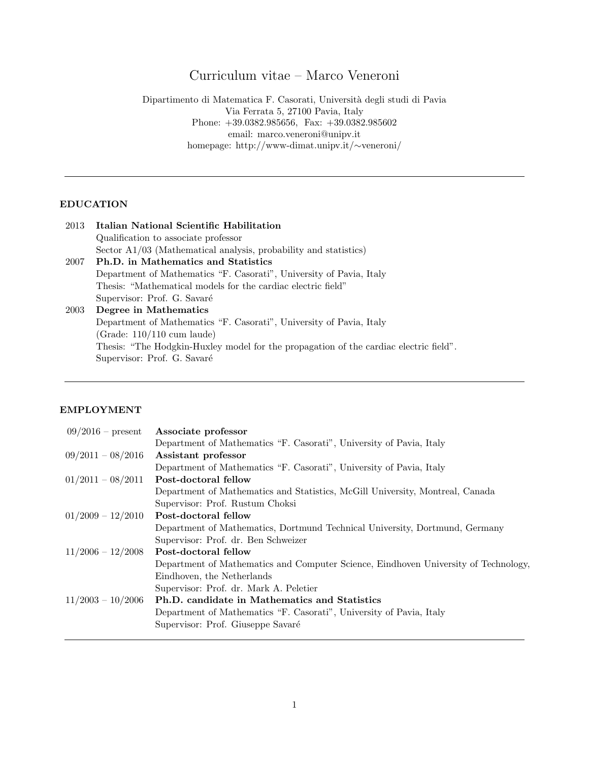# Curriculum vitae – Marco Veneroni

Dipartimento di Matematica F. Casorati, Università degli studi di Pavia
Via Ferrata 5, 27100 Pavia, Italy
Phone: +39.0382.985656, Fax: +39.0382.985602
email: marco.veneroni@unipv.it
homepage: http://www-dimat.unipv.it/∼veneroni/

---

## EDUCATION

**2013 — Italian National Scientific Habilitation**
Qualification to associate professor
Sector A1/03 (Mathematical analysis, probability and statistics)

**2007 — Ph.D. in Mathematics and Statistics**
Department of Mathematics "F. Casorati", University of Pavia, Italy
Thesis: "Mathematical models for the cardiac electric field"
Supervisor: Prof. G. Savaré

**2003 — Degree in Mathematics**
Department of Mathematics "F. Casorati", University of Pavia, Italy
(Grade: 110/110 cum laude)
Thesis: "The Hodgkin-Huxley model for the propagation of the cardiac electric field".
Supervisor: Prof. G. Savaré

---

## EMPLOYMENT

**09/2016 – present — Associate professor**
Department of Mathematics "F. Casorati", University of Pavia, Italy

**09/2011 – 08/2016 — Assistant professor**
Department of Mathematics "F. Casorati", University of Pavia, Italy

**01/2011 – 08/2011 — Post-doctoral fellow**
Department of Mathematics and Statistics, McGill University, Montreal, Canada
Supervisor: Prof. Rustum Choksi

**01/2009 – 12/2010 — Post-doctoral fellow**
Department of Mathematics, Dortmund Technical University, Dortmund, Germany
Supervisor: Prof. dr. Ben Schweizer

**11/2006 – 12/2008 — Post-doctoral fellow**
Department of Mathematics and Computer Science, Eindhoven University of Technology, Eindhoven, the Netherlands
Supervisor: Prof. dr. Mark A. Peletier

**11/2003 – 10/2006 — Ph.D. candidate in Mathematics and Statistics**
Department of Mathematics "F. Casorati", University of Pavia, Italy
Supervisor: Prof. Giuseppe Savaré

---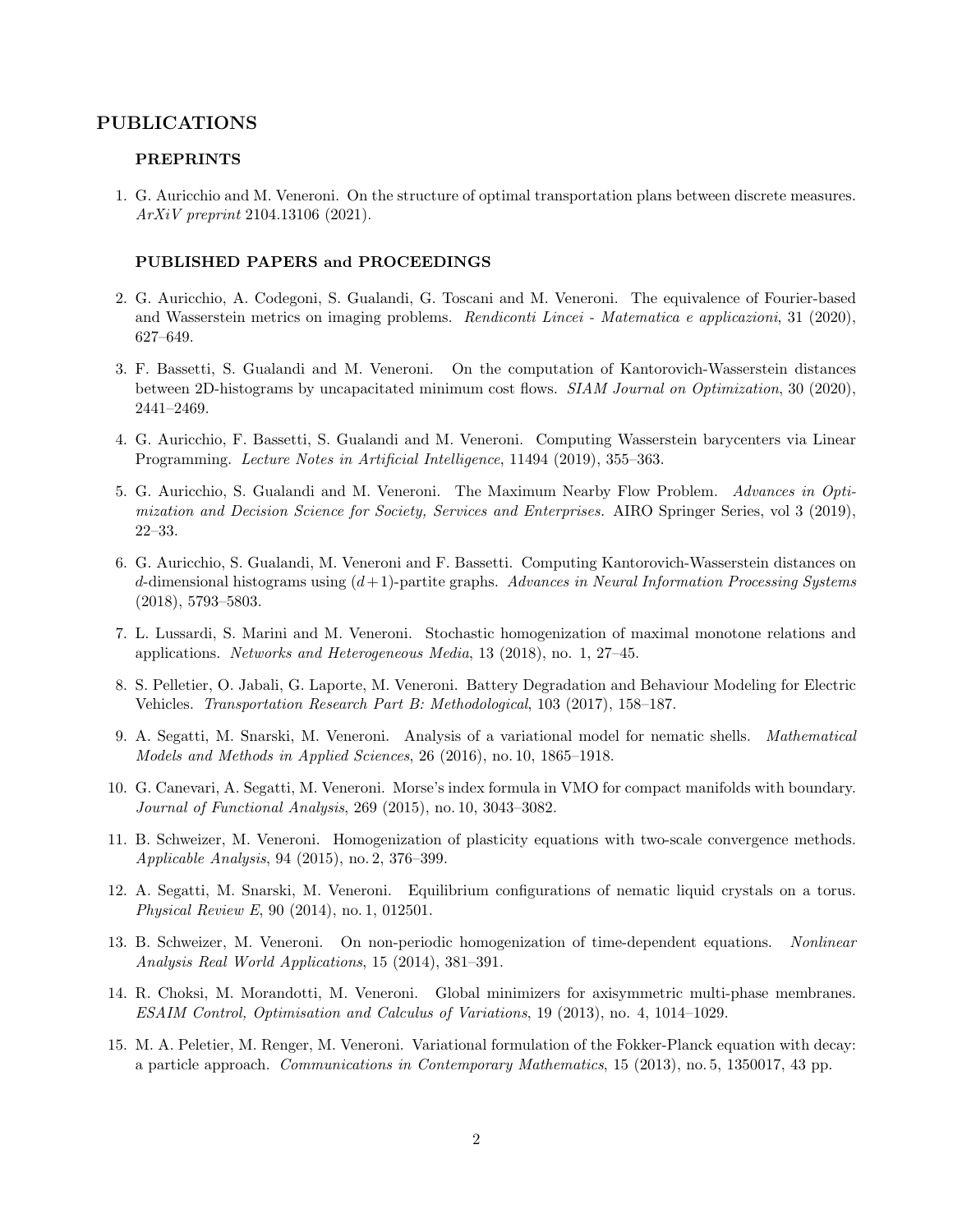# PUBLICATIONS

## PREPRINTS

1. G. Auricchio and M. Veneroni. On the structure of optimal transportation plans between discrete measures. *ArXiV preprint* 2104.13106 (2021).

## PUBLISHED PAPERS and PROCEEDINGS

2. G. Auricchio, A. Codegoni, S. Gualandi, G. Toscani and M. Veneroni. The equivalence of Fourier-based and Wasserstein metrics on imaging problems. *Rendiconti Lincei - Matematica e applicazioni*, 31 (2020), 627–649.

3. F. Bassetti, S. Gualandi and M. Veneroni. On the computation of Kantorovich-Wasserstein distances between 2D-histograms by uncapacitated minimum cost flows. *SIAM Journal on Optimization*, 30 (2020), 2441–2469.

4. G. Auricchio, F. Bassetti, S. Gualandi and M. Veneroni. Computing Wasserstein barycenters via Linear Programming. *Lecture Notes in Artificial Intelligence*, 11494 (2019), 355–363.

5. G. Auricchio, S. Gualandi and M. Veneroni. The Maximum Nearby Flow Problem. *Advances in Optimization and Decision Science for Society, Services and Enterprises.* AIRO Springer Series, vol 3 (2019), 22–33.

6. G. Auricchio, S. Gualandi, M. Veneroni and F. Bassetti. Computing Kantorovich-Wasserstein distances on $d$-dimensional histograms using $(d+1)$-partite graphs. *Advances in Neural Information Processing Systems* (2018), 5793–5803.

7. L. Lussardi, S. Marini and M. Veneroni. Stochastic homogenization of maximal monotone relations and applications. *Networks and Heterogeneous Media*, 13 (2018), no. 1, 27–45.

8. S. Pelletier, O. Jabali, G. Laporte, M. Veneroni. Battery Degradation and Behaviour Modeling for Electric Vehicles. *Transportation Research Part B: Methodological*, 103 (2017), 158–187.

9. A. Segatti, M. Snarski, M. Veneroni. Analysis of a variational model for nematic shells. *Mathematical Models and Methods in Applied Sciences*, 26 (2016), no. 10, 1865–1918.

10. G. Canevari, A. Segatti, M. Veneroni. Morse's index formula in VMO for compact manifolds with boundary. *Journal of Functional Analysis*, 269 (2015), no. 10, 3043–3082.

11. B. Schweizer, M. Veneroni. Homogenization of plasticity equations with two-scale convergence methods. *Applicable Analysis*, 94 (2015), no. 2, 376–399.

12. A. Segatti, M. Snarski, M. Veneroni. Equilibrium configurations of nematic liquid crystals on a torus. *Physical Review E*, 90 (2014), no. 1, 012501.

13. B. Schweizer, M. Veneroni. On non-periodic homogenization of time-dependent equations. *Nonlinear Analysis Real World Applications*, 15 (2014), 381–391.

14. R. Choksi, M. Morandotti, M. Veneroni. Global minimizers for axisymmetric multi-phase membranes. *ESAIM Control, Optimisation and Calculus of Variations*, 19 (2013), no. 4, 1014–1029.

15. M. A. Peletier, M. Renger, M. Veneroni. Variational formulation of the Fokker-Planck equation with decay: a particle approach. *Communications in Contemporary Mathematics*, 15 (2013), no. 5, 1350017, 43 pp.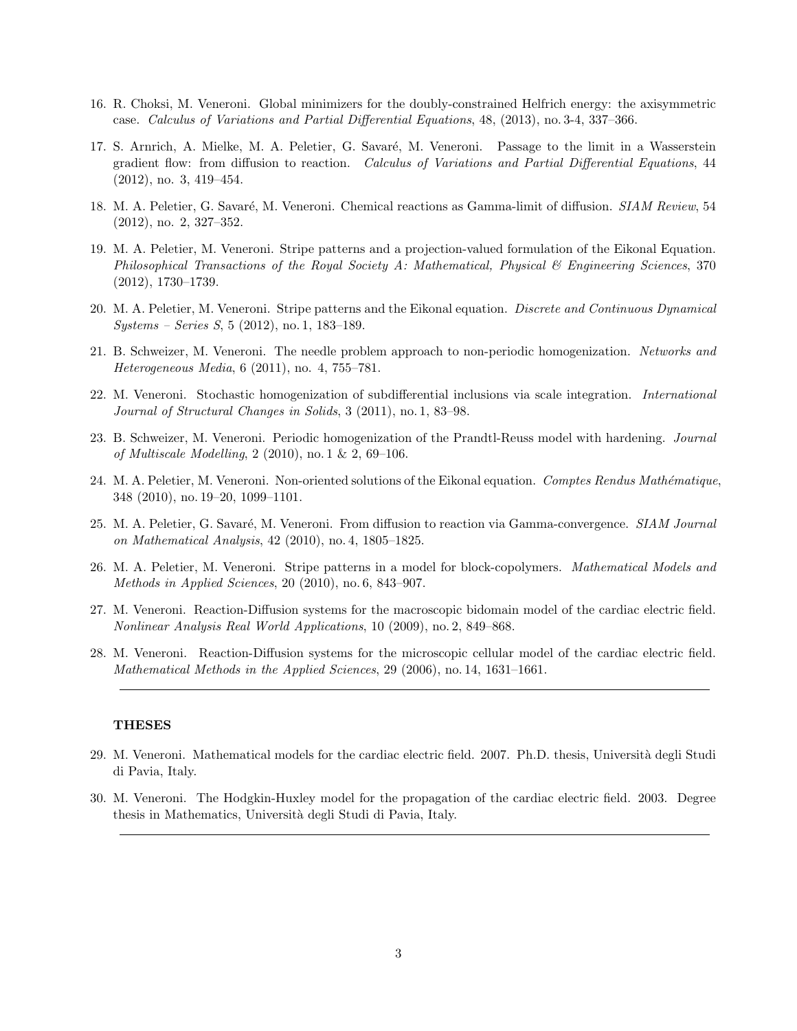16. R. Choksi, M. Veneroni. Global minimizers for the doubly-constrained Helfrich energy: the axisymmetric case. *Calculus of Variations and Partial Differential Equations*, 48, (2013), no. 3-4, 337–366.

17. S. Arnrich, A. Mielke, M. A. Peletier, G. Savaré, M. Veneroni. Passage to the limit in a Wasserstein gradient flow: from diffusion to reaction. *Calculus of Variations and Partial Differential Equations*, 44 (2012), no. 3, 419–454.

18. M. A. Peletier, G. Savaré, M. Veneroni. Chemical reactions as Gamma-limit of diffusion. *SIAM Review*, 54 (2012), no. 2, 327–352.

19. M. A. Peletier, M. Veneroni. Stripe patterns and a projection-valued formulation of the Eikonal Equation. *Philosophical Transactions of the Royal Society A: Mathematical, Physical & Engineering Sciences*, 370 (2012), 1730–1739.

20. M. A. Peletier, M. Veneroni. Stripe patterns and the Eikonal equation. *Discrete and Continuous Dynamical Systems – Series S*, 5 (2012), no. 1, 183–189.

21. B. Schweizer, M. Veneroni. The needle problem approach to non-periodic homogenization. *Networks and Heterogeneous Media*, 6 (2011), no. 4, 755–781.

22. M. Veneroni. Stochastic homogenization of subdifferential inclusions via scale integration. *International Journal of Structural Changes in Solids*, 3 (2011), no. 1, 83–98.

23. B. Schweizer, M. Veneroni. Periodic homogenization of the Prandtl-Reuss model with hardening. *Journal of Multiscale Modelling*, 2 (2010), no. 1 & 2, 69–106.

24. M. A. Peletier, M. Veneroni. Non-oriented solutions of the Eikonal equation. *Comptes Rendus Mathématique*, 348 (2010), no. 19–20, 1099–1101.

25. M. A. Peletier, G. Savaré, M. Veneroni. From diffusion to reaction via Gamma-convergence. *SIAM Journal on Mathematical Analysis*, 42 (2010), no. 4, 1805–1825.

26. M. A. Peletier, M. Veneroni. Stripe patterns in a model for block-copolymers. *Mathematical Models and Methods in Applied Sciences*, 20 (2010), no. 6, 843–907.

27. M. Veneroni. Reaction-Diffusion systems for the macroscopic bidomain model of the cardiac electric field. *Nonlinear Analysis Real World Applications*, 10 (2009), no. 2, 849–868.

28. M. Veneroni. Reaction-Diffusion systems for the microscopic cellular model of the cardiac electric field. *Mathematical Methods in the Applied Sciences*, 29 (2006), no. 14, 1631–1661.

---

### THESES

29. M. Veneroni. Mathematical models for the cardiac electric field. 2007. Ph.D. thesis, Università degli Studi di Pavia, Italy.

30. M. Veneroni. The Hodgkin-Huxley model for the propagation of the cardiac electric field. 2003. Degree thesis in Mathematics, Università degli Studi di Pavia, Italy.

---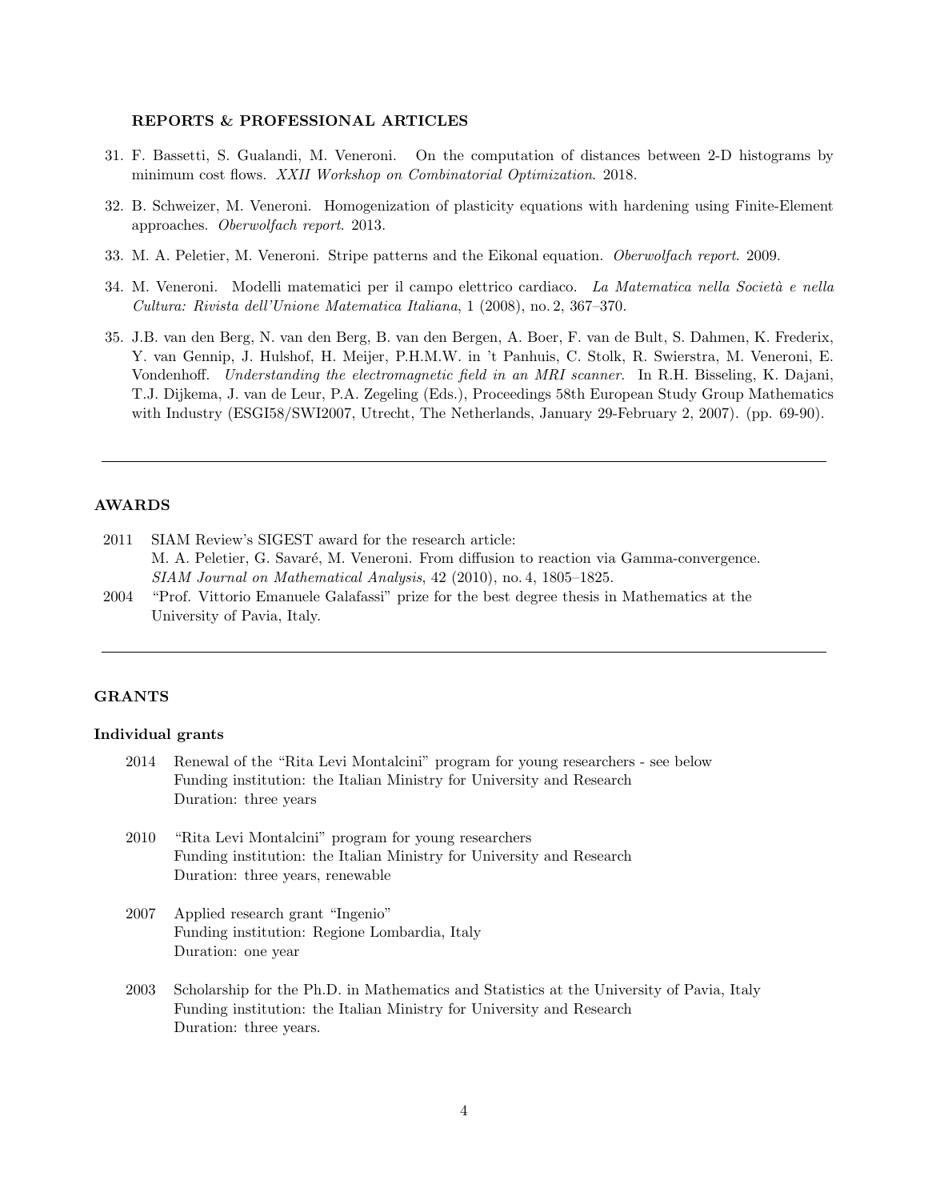### REPORTS & PROFESSIONAL ARTICLES

31. F. Bassetti, S. Gualandi, M. Veneroni. On the computation of distances between 2-D histograms by minimum cost flows. *XXII Workshop on Combinatorial Optimization*. 2018.

32. B. Schweizer, M. Veneroni. Homogenization of plasticity equations with hardening using Finite-Element approaches. *Oberwolfach report*. 2013.

33. M. A. Peletier, M. Veneroni. Stripe patterns and the Eikonal equation. *Oberwolfach report*. 2009.

34. M. Veneroni. Modelli matematici per il campo elettrico cardiaco. *La Matematica nella Società e nella Cultura: Rivista dell'Unione Matematica Italiana*, 1 (2008), no. 2, 367–370.

35. J.B. van den Berg, N. van den Berg, B. van den Bergen, A. Boer, F. van de Bult, S. Dahmen, K. Frederix, Y. van Gennip, J. Hulshof, H. Meijer, P.H.M.W. in 't Panhuis, C. Stolk, R. Swierstra, M. Veneroni, E. Vondenhoff. *Understanding the electromagnetic field in an MRI scanner.* In R.H. Bisseling, K. Dajani, T.J. Dijkema, J. van de Leur, P.A. Zegeling (Eds.), Proceedings 58th European Study Group Mathematics with Industry (ESGI58/SWI2007, Utrecht, The Netherlands, January 29-February 2, 2007). (pp. 69-90).

---

## AWARDS

- 2011 SIAM Review's SIGEST award for the research article:
  M. A. Peletier, G. Savaré, M. Veneroni. From diffusion to reaction via Gamma-convergence.
  *SIAM Journal on Mathematical Analysis*, 42 (2010), no. 4, 1805–1825.
- 2004 "Prof. Vittorio Emanuele Galafassi" prize for the best degree thesis in Mathematics at the University of Pavia, Italy.

---

## GRANTS

### Individual grants

- 2014 Renewal of the "Rita Levi Montalcini" program for young researchers - see below
  Funding institution: the Italian Ministry for University and Research
  Duration: three years

- 2010 "Rita Levi Montalcini" program for young researchers
  Funding institution: the Italian Ministry for University and Research
  Duration: three years, renewable

- 2007 Applied research grant "Ingenio"
  Funding institution: Regione Lombardia, Italy
  Duration: one year

- 2003 Scholarship for the Ph.D. in Mathematics and Statistics at the University of Pavia, Italy
  Funding institution: the Italian Ministry for University and Research
  Duration: three years.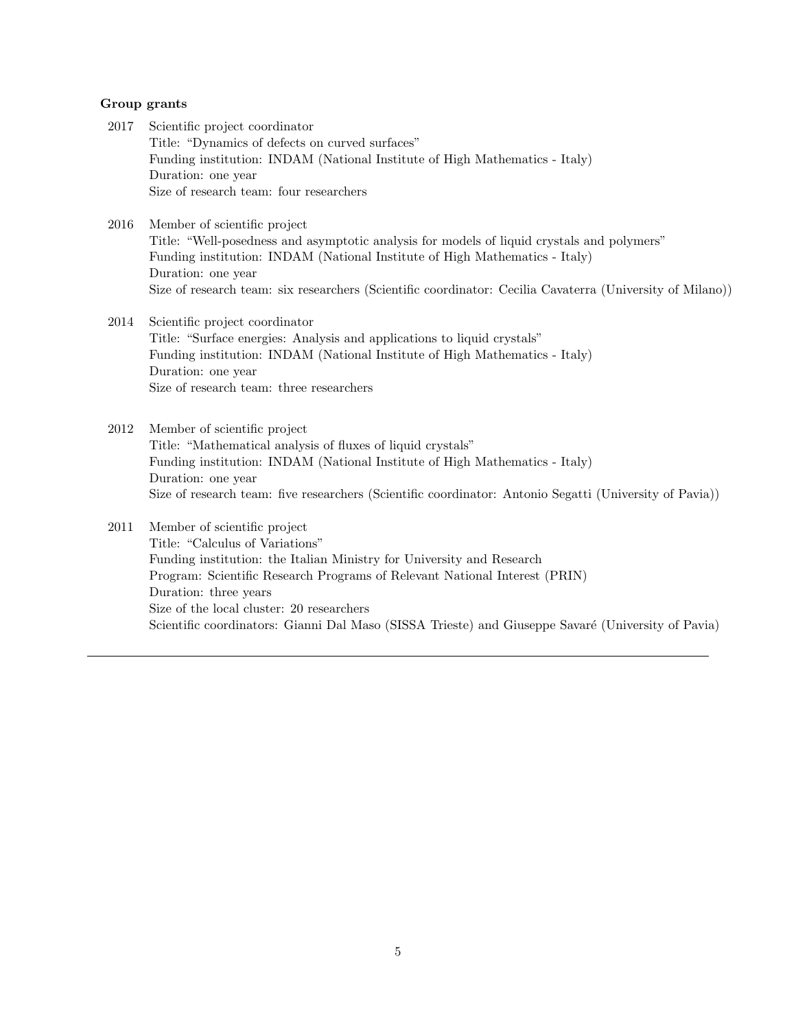**Group grants**

2017 Scientific project coordinator
Title: “Dynamics of defects on curved surfaces”
Funding institution: INDAM (National Institute of High Mathematics - Italy)
Duration: one year
Size of research team: four researchers

2016 Member of scientific project
Title: “Well-posedness and asymptotic analysis for models of liquid crystals and polymers”
Funding institution: INDAM (National Institute of High Mathematics - Italy)
Duration: one year
Size of research team: six researchers (Scientific coordinator: Cecilia Cavaterra (University of Milano))

2014 Scientific project coordinator
Title: “Surface energies: Analysis and applications to liquid crystals”
Funding institution: INDAM (National Institute of High Mathematics - Italy)
Duration: one year
Size of research team: three researchers

2012 Member of scientific project
Title: “Mathematical analysis of fluxes of liquid crystals”
Funding institution: INDAM (National Institute of High Mathematics - Italy)
Duration: one year
Size of research team: five researchers (Scientific coordinator: Antonio Segatti (University of Pavia))

2011 Member of scientific project
Title: “Calculus of Variations”
Funding institution: the Italian Ministry for University and Research
Program: Scientific Research Programs of Relevant National Interest (PRIN)
Duration: three years
Size of the local cluster: 20 researchers
Scientific coordinators: Gianni Dal Maso (SISSA Trieste) and Giuseppe Savaré (University of Pavia)

---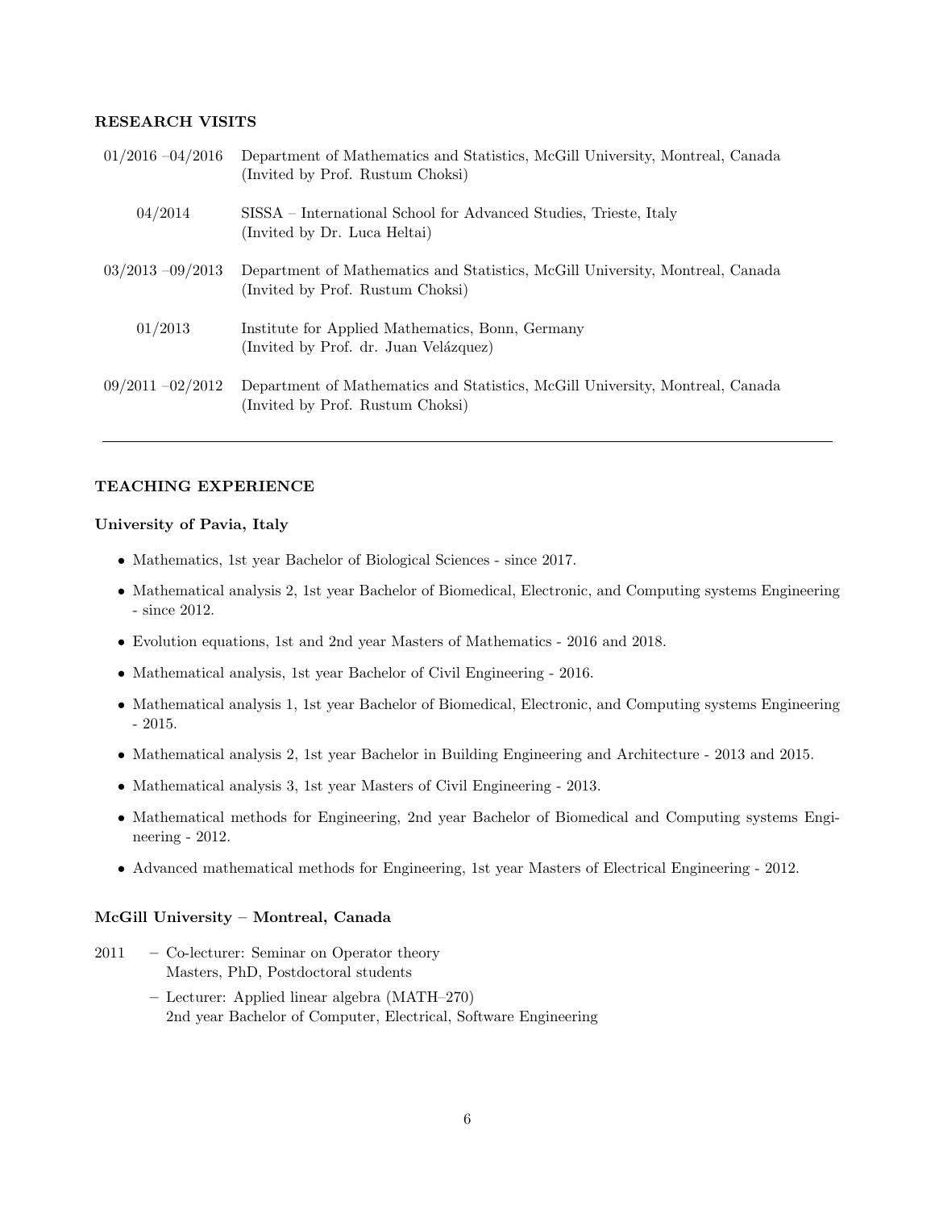## RESEARCH VISITS

| | |
|---|---|
| 01/2016 –04/2016 | Department of Mathematics and Statistics, McGill University, Montreal, Canada (Invited by Prof. Rustum Choksi) |
| 04/2014 | SISSA – International School for Advanced Studies, Trieste, Italy (Invited by Dr. Luca Heltai) |
| 03/2013 –09/2013 | Department of Mathematics and Statistics, McGill University, Montreal, Canada (Invited by Prof. Rustum Choksi) |
| 01/2013 | Institute for Applied Mathematics, Bonn, Germany (Invited by Prof. dr. Juan Velázquez) |
| 09/2011 –02/2012 | Department of Mathematics and Statistics, McGill University, Montreal, Canada (Invited by Prof. Rustum Choksi) |

---

## TEACHING EXPERIENCE

### University of Pavia, Italy

- Mathematics, 1st year Bachelor of Biological Sciences - since 2017.
- Mathematical analysis 2, 1st year Bachelor of Biomedical, Electronic, and Computing systems Engineering - since 2012.
- Evolution equations, 1st and 2nd year Masters of Mathematics - 2016 and 2018.
- Mathematical analysis, 1st year Bachelor of Civil Engineering - 2016.
- Mathematical analysis 1, 1st year Bachelor of Biomedical, Electronic, and Computing systems Engineering - 2015.
- Mathematical analysis 2, 1st year Bachelor in Building Engineering and Architecture - 2013 and 2015.
- Mathematical analysis 3, 1st year Masters of Civil Engineering - 2013.
- Mathematical methods for Engineering, 2nd year Bachelor of Biomedical and Computing systems Engineering - 2012.
- Advanced mathematical methods for Engineering, 1st year Masters of Electrical Engineering - 2012.

### McGill University – Montreal, Canada

2011
- Co-lecturer: Seminar on Operator theory
  Masters, PhD, Postdoctoral students
- Lecturer: Applied linear algebra (MATH–270)
  2nd year Bachelor of Computer, Electrical, Software Engineering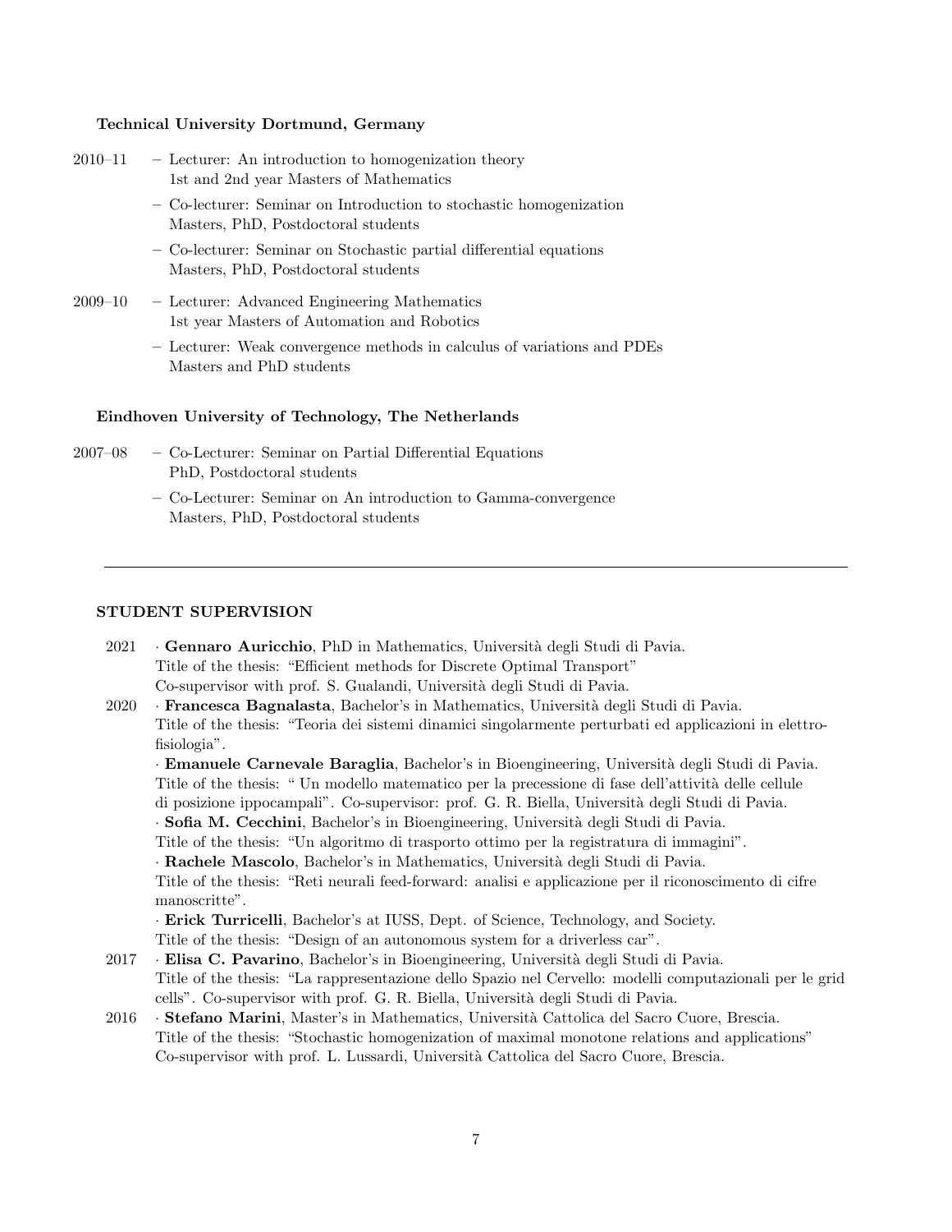**Technical University Dortmund, Germany**

2010–11
- Lecturer: An introduction to homogenization theory
  1st and 2nd year Masters of Mathematics
- Co-lecturer: Seminar on Introduction to stochastic homogenization
  Masters, PhD, Postdoctoral students
- Co-lecturer: Seminar on Stochastic partial differential equations
  Masters, PhD, Postdoctoral students

2009–10
- Lecturer: Advanced Engineering Mathematics
  1st year Masters of Automation and Robotics
- Lecturer: Weak convergence methods in calculus of variations and PDEs
  Masters and PhD students

**Eindhoven University of Technology, The Netherlands**

2007–08
- Co-Lecturer: Seminar on Partial Differential Equations
  PhD, Postdoctoral students
- Co-Lecturer: Seminar on An introduction to Gamma-convergence
  Masters, PhD, Postdoctoral students

---

## STUDENT SUPERVISION

2021 · **Gennaro Auricchio**, PhD in Mathematics, Università degli Studi di Pavia.
Title of the thesis: "Efficient methods for Discrete Optimal Transport"
Co-supervisor with prof. S. Gualandi, Università degli Studi di Pavia.

2020 · **Francesca Bagnalasta**, Bachelor's in Mathematics, Università degli Studi di Pavia.
Title of the thesis: "Teoria dei sistemi dinamici singolarmente perturbati ed applicazioni in elettrofisiologia".

· **Emanuele Carnevale Baraglia**, Bachelor's in Bioengineering, Università degli Studi di Pavia.
Title of the thesis: " Un modello matematico per la precessione di fase dell'attività delle cellule di posizione ippocampali". Co-supervisor: prof. G. R. Biella, Università degli Studi di Pavia.

· **Sofia M. Cecchini**, Bachelor's in Bioengineering, Università degli Studi di Pavia.
Title of the thesis: "Un algoritmo di trasporto ottimo per la registratura di immagini".

· **Rachele Mascolo**, Bachelor's in Mathematics, Università degli Studi di Pavia.
Title of the thesis: "Reti neurali feed-forward: analisi e applicazione per il riconoscimento di cifre manoscritte".

· **Erick Turricelli**, Bachelor's at IUSS, Dept. of Science, Technology, and Society.
Title of the thesis: "Design of an autonomous system for a driverless car".

2017 · **Elisa C. Pavarino**, Bachelor's in Bioengineering, Università degli Studi di Pavia.
Title of the thesis: "La rappresentazione dello Spazio nel Cervello: modelli computazionali per le grid cells". Co-supervisor with prof. G. R. Biella, Università degli Studi di Pavia.

2016 · **Stefano Marini**, Master's in Mathematics, Università Cattolica del Sacro Cuore, Brescia.
Title of the thesis: "Stochastic homogenization of maximal monotone relations and applications"
Co-supervisor with prof. L. Lussardi, Università Cattolica del Sacro Cuore, Brescia.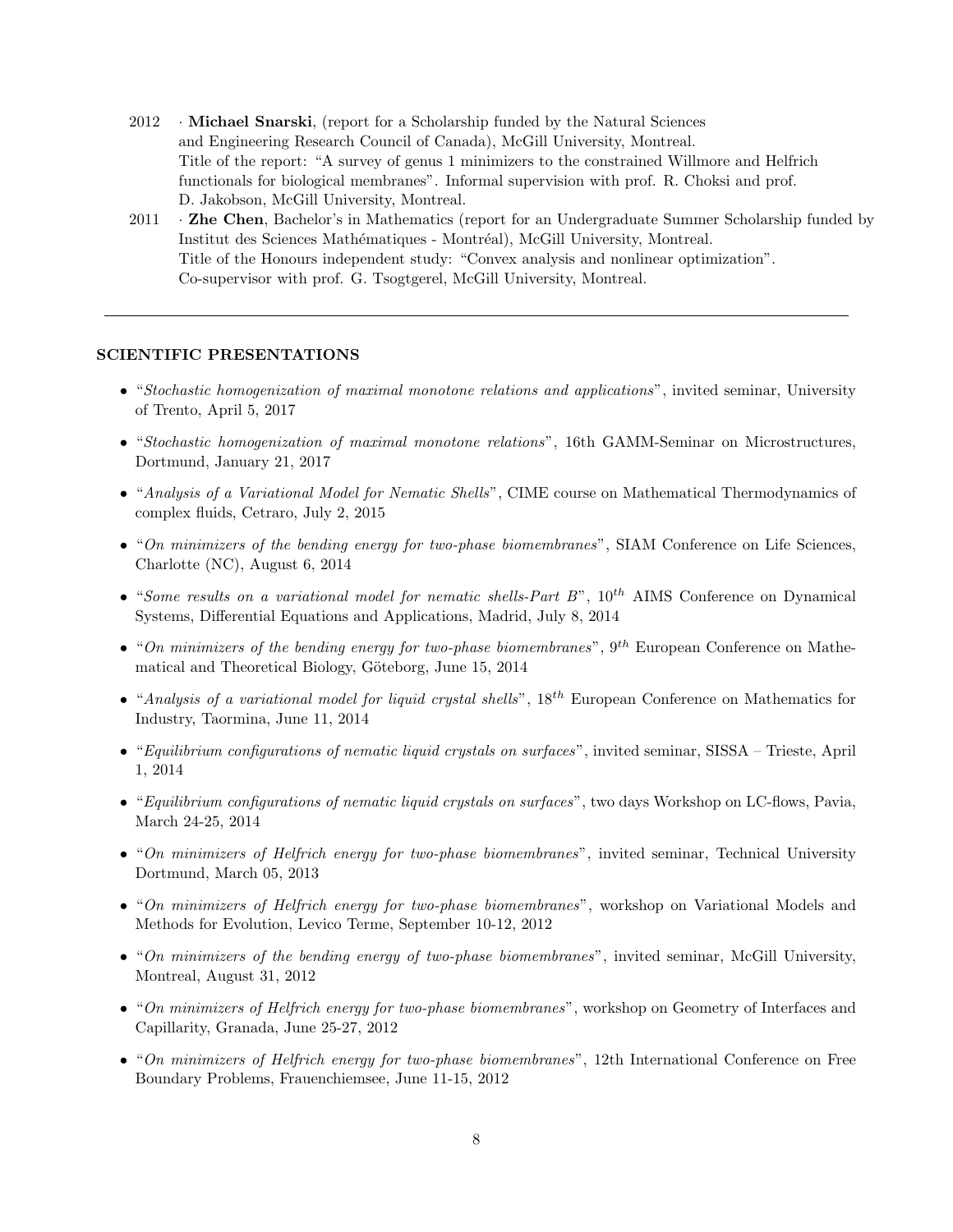2012 · **Michael Snarski**, (report for a Scholarship funded by the Natural Sciences and Engineering Research Council of Canada), McGill University, Montreal.
Title of the report: "A survey of genus 1 minimizers to the constrained Willmore and Helfrich functionals for biological membranes". Informal supervision with prof. R. Choksi and prof. D. Jakobson, McGill University, Montreal.

2011 · **Zhe Chen**, Bachelor's in Mathematics (report for an Undergraduate Summer Scholarship funded by Institut des Sciences Mathématiques - Montréal), McGill University, Montreal.
Title of the Honours independent study: "Convex analysis and nonlinear optimization".
Co-supervisor with prof. G. Tsogtgerel, McGill University, Montreal.

---

## SCIENTIFIC PRESENTATIONS

- "*Stochastic homogenization of maximal monotone relations and applications*", invited seminar, University of Trento, April 5, 2017
- "*Stochastic homogenization of maximal monotone relations*", 16th GAMM-Seminar on Microstructures, Dortmund, January 21, 2017
- "*Analysis of a Variational Model for Nematic Shells*", CIME course on Mathematical Thermodynamics of complex fluids, Cetraro, July 2, 2015
- "*On minimizers of the bending energy for two-phase biomembranes*", SIAM Conference on Life Sciences, Charlotte (NC), August 6, 2014
- "*Some results on a variational model for nematic shells-Part B*", $10^{th}$ AIMS Conference on Dynamical Systems, Differential Equations and Applications, Madrid, July 8, 2014
- "*On minimizers of the bending energy for two-phase biomembranes*", $9^{th}$ European Conference on Mathematical and Theoretical Biology, Göteborg, June 15, 2014
- "*Analysis of a variational model for liquid crystal shells*", $18^{th}$ European Conference on Mathematics for Industry, Taormina, June 11, 2014
- "*Equilibrium configurations of nematic liquid crystals on surfaces*", invited seminar, SISSA – Trieste, April 1, 2014
- "*Equilibrium configurations of nematic liquid crystals on surfaces*", two days Workshop on LC-flows, Pavia, March 24-25, 2014
- "*On minimizers of Helfrich energy for two-phase biomembranes*", invited seminar, Technical University Dortmund, March 05, 2013
- "*On minimizers of Helfrich energy for two-phase biomembranes*", workshop on Variational Models and Methods for Evolution, Levico Terme, September 10-12, 2012
- "*On minimizers of the bending energy of two-phase biomembranes*", invited seminar, McGill University, Montreal, August 31, 2012
- "*On minimizers of Helfrich energy for two-phase biomembranes*", workshop on Geometry of Interfaces and Capillarity, Granada, June 25-27, 2012
- "*On minimizers of Helfrich energy for two-phase biomembranes*", 12th International Conference on Free Boundary Problems, Frauenchiemsee, June 11-15, 2012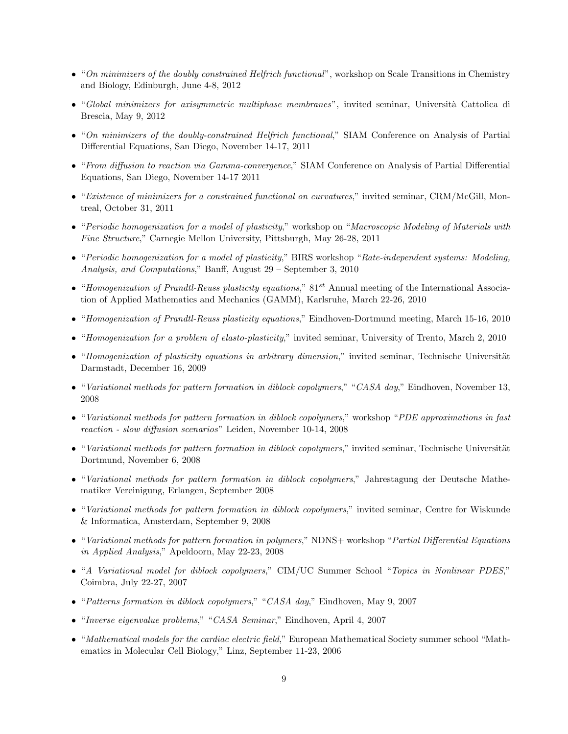- "*On minimizers of the doubly constrained Helfrich functional*", workshop on Scale Transitions in Chemistry and Biology, Edinburgh, June 4-8, 2012
- "*Global minimizers for axisymmetric multiphase membranes*", invited seminar, Università Cattolica di Brescia, May 9, 2012
- "*On minimizers of the doubly-constrained Helfrich functional*," SIAM Conference on Analysis of Partial Differential Equations, San Diego, November 14-17, 2011
- "*From diffusion to reaction via Gamma-convergence*," SIAM Conference on Analysis of Partial Differential Equations, San Diego, November 14-17 2011
- "*Existence of minimizers for a constrained functional on curvatures*," invited seminar, CRM/McGill, Montreal, October 31, 2011
- "*Periodic homogenization for a model of plasticity*," workshop on "*Macroscopic Modeling of Materials with Fine Structure*," Carnegie Mellon University, Pittsburgh, May 26-28, 2011
- "*Periodic homogenization for a model of plasticity*," BIRS workshop "*Rate-independent systems: Modeling, Analysis, and Computations*," Banff, August 29 – September 3, 2010
- "*Homogenization of Prandtl-Reuss plasticity equations*," $81^{st}$ Annual meeting of the International Association of Applied Mathematics and Mechanics (GAMM), Karlsruhe, March 22-26, 2010
- "*Homogenization of Prandtl-Reuss plasticity equations*," Eindhoven-Dortmund meeting, March 15-16, 2010
- "*Homogenization for a problem of elasto-plasticity*," invited seminar, University of Trento, March 2, 2010
- "*Homogenization of plasticity equations in arbitrary dimension*," invited seminar, Technische Universität Darmstadt, December 16, 2009
- "*Variational methods for pattern formation in diblock copolymers*," "*CASA day*," Eindhoven, November 13, 2008
- "*Variational methods for pattern formation in diblock copolymers*," workshop "*PDE approximations in fast reaction - slow diffusion scenarios*" Leiden, November 10-14, 2008
- "*Variational methods for pattern formation in diblock copolymers*," invited seminar, Technische Universität Dortmund, November 6, 2008
- "*Variational methods for pattern formation in diblock copolymers*," Jahrestagung der Deutsche Mathematiker Vereinigung, Erlangen, September 2008
- "*Variational methods for pattern formation in diblock copolymers*," invited seminar, Centre for Wiskunde & Informatica, Amsterdam, September 9, 2008
- "*Variational methods for pattern formation in polymers*," NDNS+ workshop "*Partial Differential Equations in Applied Analysis*," Apeldoorn, May 22-23, 2008
- "*A Variational model for diblock copolymers*," CIM/UC Summer School "*Topics in Nonlinear PDES*," Coimbra, July 22-27, 2007
- "*Patterns formation in diblock copolymers*," "*CASA day*," Eindhoven, May 9, 2007
- "*Inverse eigenvalue problems*," "*CASA Seminar*," Eindhoven, April 4, 2007
- "*Mathematical models for the cardiac electric field*," European Mathematical Society summer school "Mathematics in Molecular Cell Biology," Linz, September 11-23, 2006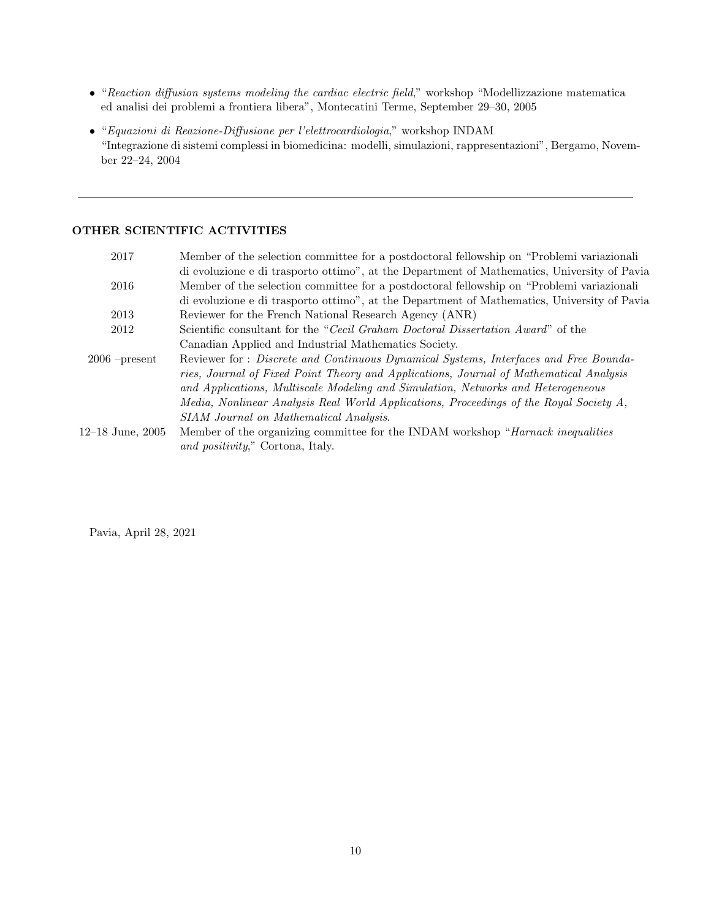- "*Reaction diffusion systems modeling the cardiac electric field*," workshop "Modellizzazione matematica ed analisi dei problemi a frontiera libera", Montecatini Terme, September 29–30, 2005
- "*Equazioni di Reazione-Diffusione per l'elettrocardiologia*," workshop INDAM "Integrazione di sistemi complessi in biomedicina: modelli, simulazioni, rappresentazioni", Bergamo, November 22–24, 2004

---

## OTHER SCIENTIFIC ACTIVITIES

| | |
|---|---|
| 2017 | Member of the selection committee for a postdoctoral fellowship on "Problemi variazionali di evoluzione e di trasporto ottimo", at the Department of Mathematics, University of Pavia |
| 2016 | Member of the selection committee for a postdoctoral fellowship on "Problemi variazionali di evoluzione e di trasporto ottimo", at the Department of Mathematics, University of Pavia |
| 2013 | Reviewer for the French National Research Agency (ANR) |
| 2012 | Scientific consultant for the "*Cecil Graham Doctoral Dissertation Award*" of the Canadian Applied and Industrial Mathematics Society. |
| 2006 –present | Reviewer for : *Discrete and Continuous Dynamical Systems, Interfaces and Free Boundaries, Journal of Fixed Point Theory and Applications, Journal of Mathematical Analysis and Applications, Multiscale Modeling and Simulation, Networks and Heterogeneous Media, Nonlinear Analysis Real World Applications, Proceedings of the Royal Society A, SIAM Journal on Mathematical Analysis*. |
| 12–18 June, 2005 | Member of the organizing committee for the INDAM workshop "*Harnack inequalities and positivity*," Cortona, Italy. |

Pavia, April 28, 2021